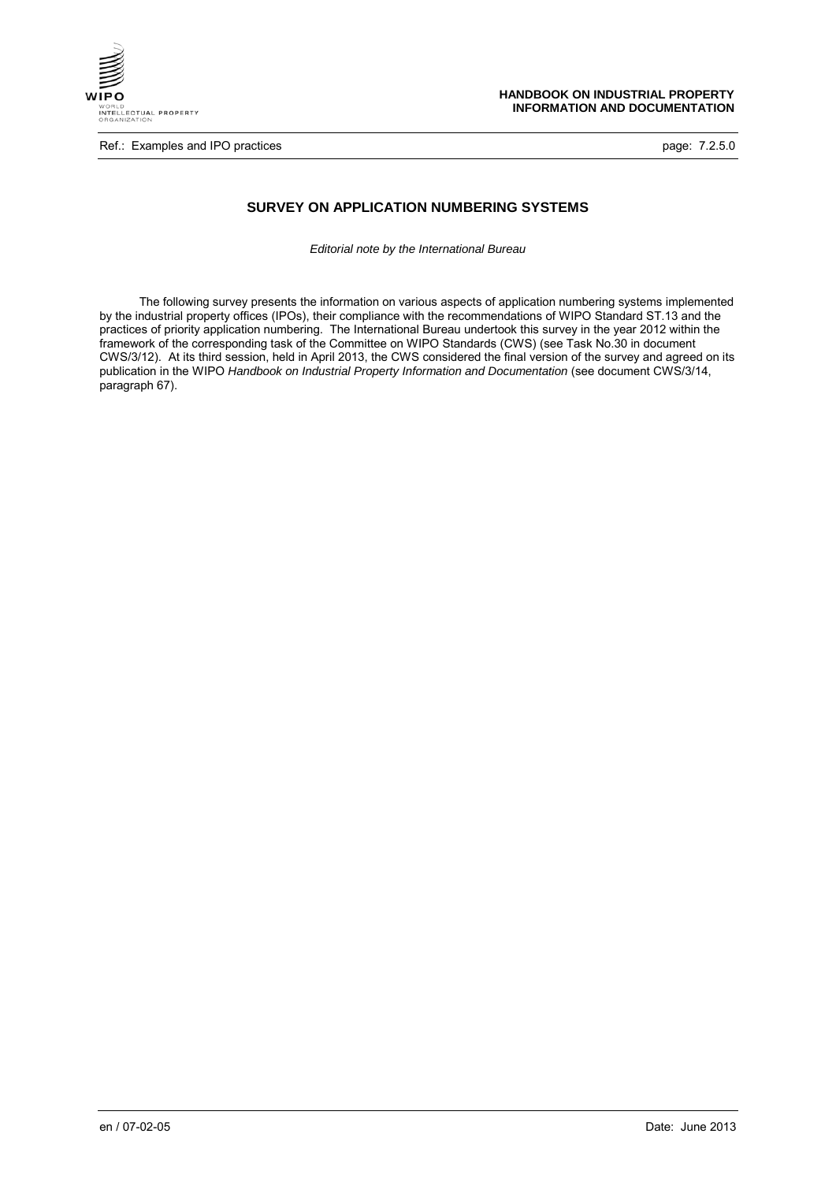# SURVEY ON APPLICATION NUMBERING SYSTEMS

*Editorial note by the International Bureau*

The following survey presents the information on various aspects of application numbering systems implemented by the industrial property offices (IPOs), their compliance with the recommendations of WIPO Standard ST.13 and the practices of priority application numbering. The International Bureau undertook this survey in the year 2012 within the framework of the corresponding task of the Committee on WIPO Standards (CWS) (see Task No.30 in document CWS/3/12). At its third session, held in April 2013, the CWS considered the final version of the survey and agreed on its publication in the WIPO *Handbook on Industrial Property Information and Documentation* (see document CWS/3/14, paragraph 67).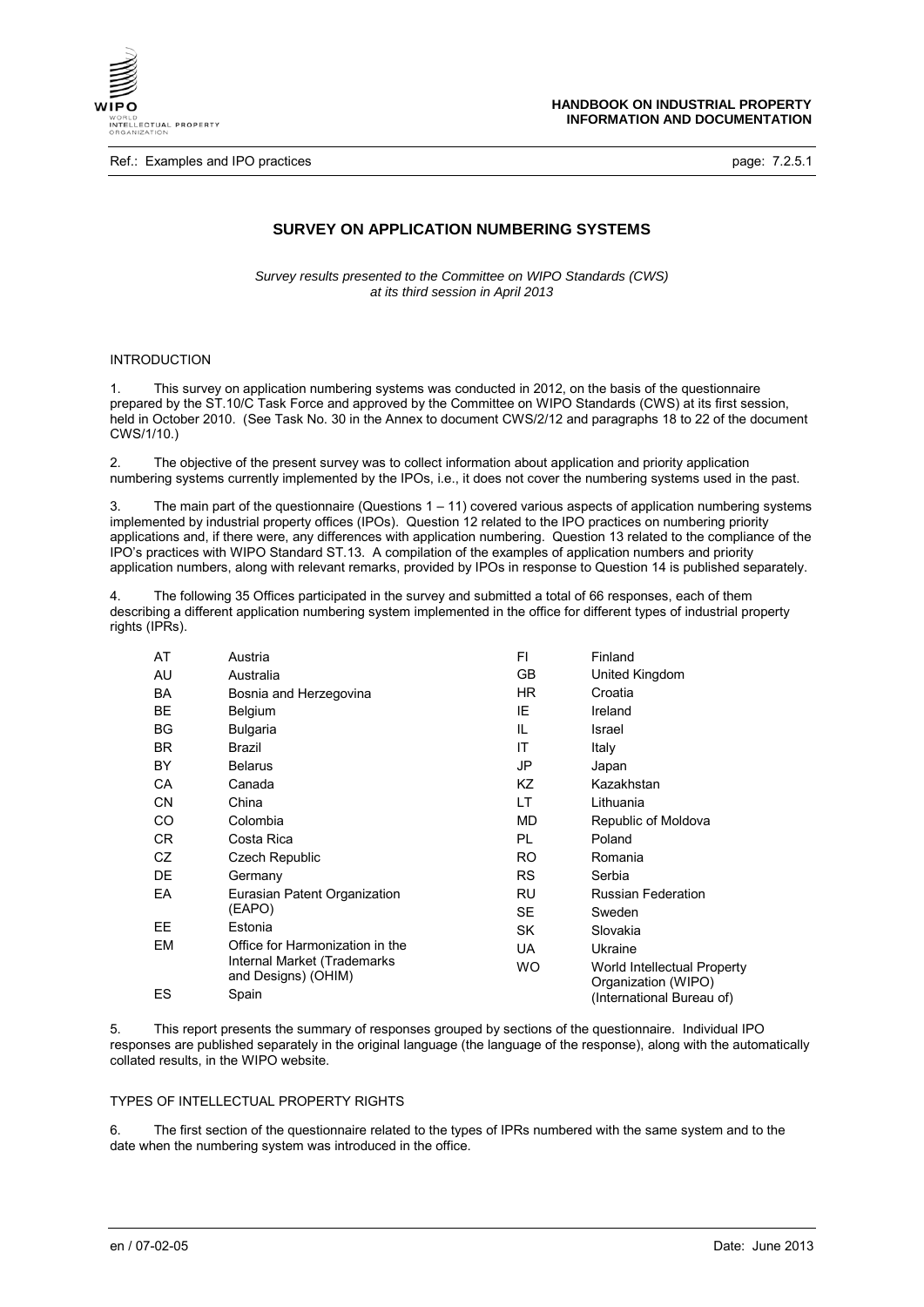## SURVEY ON APPLICATION NUMBERING SYSTEMS

*Survey results presented to the Committee on WIPO Standards (CWS) at its third session in April 2013*

### INTRODUCTION

1. This survey on application numbering systems was conducted in 2012, on the basis of the questionnaire prepared by the ST.10/C Task Force and approved by the Committee on WIPO Standards (CWS) at its first session, held in October 2010. (See Task No. 30 in the Annex to document CWS/2/12 and paragraphs 18 to 22 of the document CWS/1/10.)

2. The objective of the present survey was to collect information about application and priority application numbering systems currently implemented by the IPOs, i.e., it does not cover the numbering systems used in the past.

3. The main part of the questionnaire (Questions 1 – 11) covered various aspects of application numbering systems implemented by industrial property offices (IPOs). Question 12 related to the IPO practices on numbering priority applications and, if there were, any differences with application numbering. Question 13 related to the compliance of the IPO's practices with WIPO Standard ST.13. A compilation of the examples of application numbers and priority application numbers, along with relevant remarks, provided by IPOs in response to Question 14 is published separately.

4. The following 35 Offices participated in the survey and submitted a total of 66 responses, each of them describing a different application numbering system implemented in the office for different types of industrial property rights (IPRs).

| Code | Office | Code | Office |
|---|---|---|---|
| AT | Austria | FI | Finland |
| AU | Australia | GB | United Kingdom |
| BA | Bosnia and Herzegovina | HR | Croatia |
| BE | Belgium | IE | Ireland |
| BG | Bulgaria | IL | Israel |
| BR | Brazil | IT | Italy |
| BY | Belarus | JP | Japan |
| CA | Canada | KZ | Kazakhstan |
| CN | China | LT | Lithuania |
| CO | Colombia | MD | Republic of Moldova |
| CR | Costa Rica | PL | Poland |
| CZ | Czech Republic | RO | Romania |
| DE | Germany | RS | Serbia |
| EA | Eurasian Patent Organization (EAPO) | RU | Russian Federation |
| EE | Estonia | SE | Sweden |
| EM | Office for Harmonization in the Internal Market (Trademarks and Designs) (OHIM) | SK | Slovakia |
| ES | Spain | UA | Ukraine |
| | | WO | World Intellectual Property Organization (WIPO) (International Bureau of) |

5. This report presents the summary of responses grouped by sections of the questionnaire. Individual IPO responses are published separately in the original language (the language of the response), along with the automatically collated results, in the WIPO website.

### TYPES OF INTELLECTUAL PROPERTY RIGHTS

6. The first section of the questionnaire related to the types of IPRs numbered with the same system and to the date when the numbering system was introduced in the office.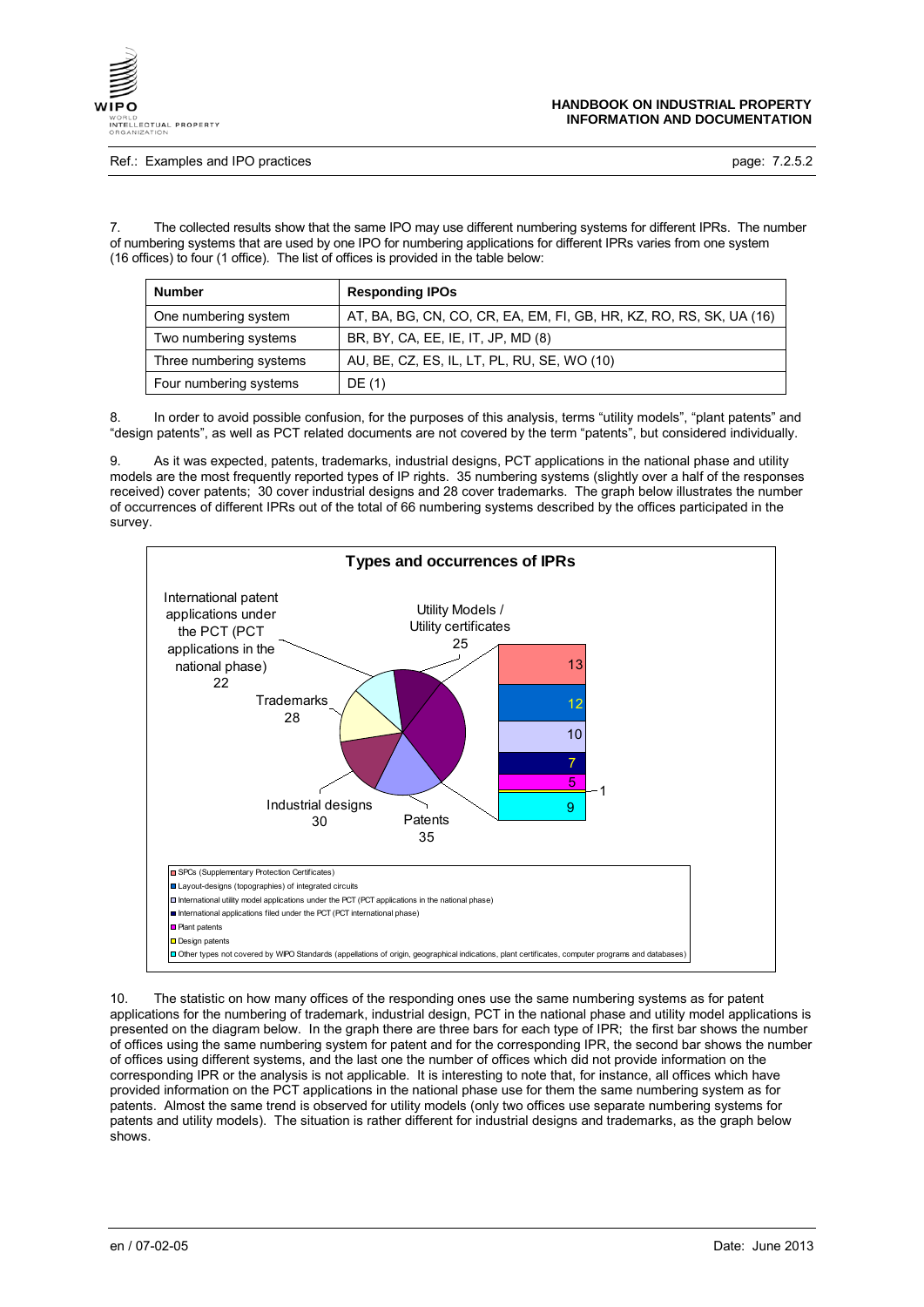7. The collected results show that the same IPO may use different numbering systems for different IPRs. The number of numbering systems that are used by one IPO for numbering applications for different IPRs varies from one system (16 offices) to four (1 office). The list of offices is provided in the table below:

| Number | Responding IPOs |
|---|---|
| One numbering system | AT, BA, BG, CN, CO, CR, EA, EM, FI, GB, HR, KZ, RO, RS, SK, UA (16) |
| Two numbering systems | BR, BY, CA, EE, IE, IT, JP, MD (8) |
| Three numbering systems | AU, BE, CZ, ES, IL, LT, PL, RU, SE, WO (10) |
| Four numbering systems | DE (1) |

8. In order to avoid possible confusion, for the purposes of this analysis, terms "utility models", "plant patents" and "design patents", as well as PCT related documents are not covered by the term "patents", but considered individually.

9. As it was expected, patents, trademarks, industrial designs, PCT applications in the national phase and utility models are the most frequently reported types of IP rights. 35 numbering systems (slightly over a half of the responses received) cover patents; 30 cover industrial designs and 28 cover trademarks. The graph below illustrates the number of occurrences of different IPRs out of the total of 66 numbering systems described by the offices participated in the survey.

**Types and occurrences of IPRs**

| Type of IPR | Occurrences |
|---|---|
| Patents | 35 |
| Industrial designs | 30 |
| Trademarks | 28 |
| International patent applications under the PCT (PCT applications in the national phase) | 22 |
| Utility Models / Utility certificates | 25 |
| SPCs (Supplementary Protection Certificates) | 13 |
| Layout-designs (topographies) of integrated circuits | 12 |
| International utility model applications under the PCT (PCT applications in the national phase) | 10 |
| International applications filed under the PCT (PCT international phase) | 7 |
| Plant patents | 5 |
| Design patents | 1 |
| Other types not covered by WIPO Standards (appellations of origin, geographical indications, plant certificates, computer programs and databases) | 9 |

10. The statistic on how many offices of the responding ones use the same numbering systems as for patent applications for the numbering of trademark, industrial design, PCT in the national phase and utility model applications is presented on the diagram below. In the graph there are three bars for each type of IPR; the first bar shows the number of offices using the same numbering system for patent and for the corresponding IPR, the second bar shows the number of offices using different systems, and the last one the number of offices which did not provide information on the corresponding IPR or the analysis is not applicable. It is interesting to note that, for instance, all offices which have provided information on the PCT applications in the national phase use for them the same numbering system as for patents. Almost the same trend is observed for utility models (only two offices use separate numbering systems for patents and utility models). The situation is rather different for industrial designs and trademarks, as the graph below shows.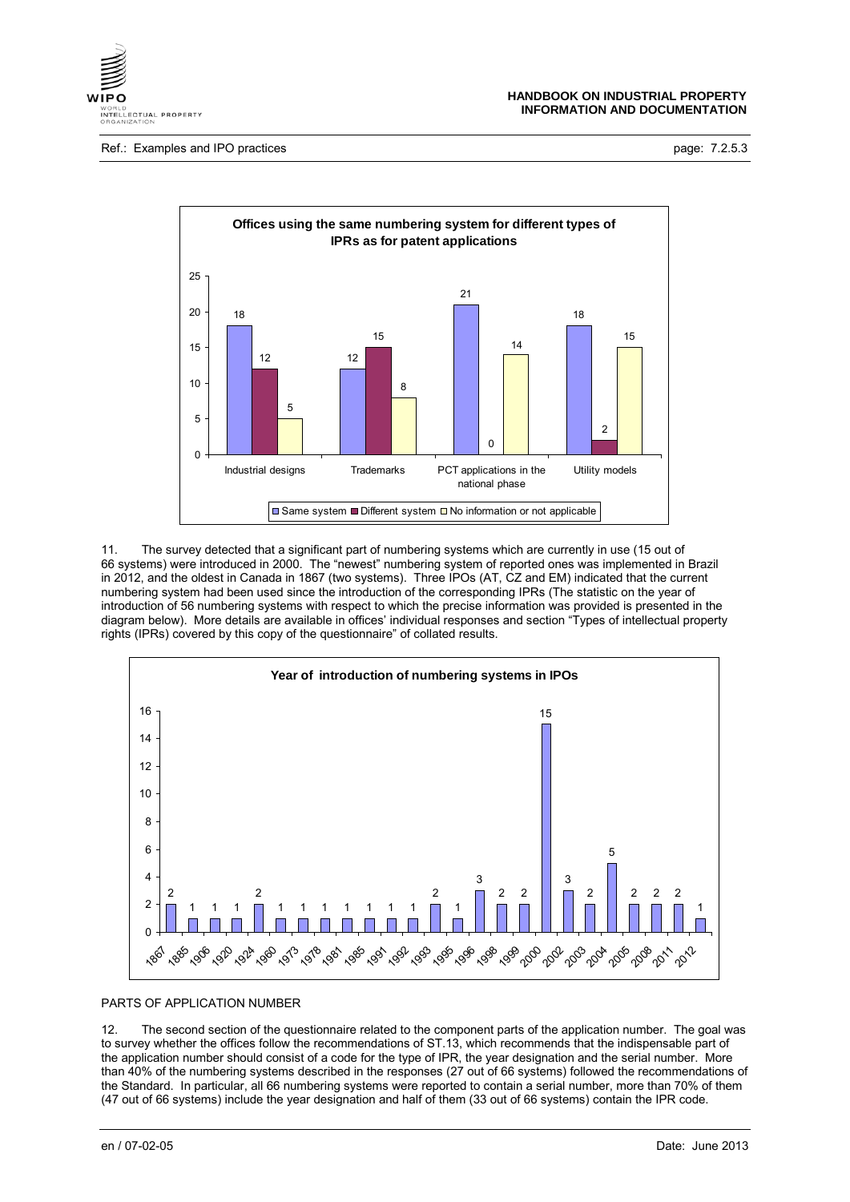**Offices using the same numbering system for different types of IPRs as for patent applications**

| | Same system | Different system | No information or not applicable |
|---|---|---|---|
| Industrial designs | 18 | 12 | 5 |
| Trademarks | 12 | 15 | 8 |
| PCT applications in the national phase | 21 | 0 | 14 |
| Utility models | 18 | 2 | 15 |

11. The survey detected that a significant part of numbering systems which are currently in use (15 out of 66 systems) were introduced in 2000. The "newest" numbering system of reported ones was implemented in Brazil in 2012, and the oldest in Canada in 1867 (two systems). Three IPOs (AT, CZ and EM) indicated that the current numbering system had been used since the introduction of the corresponding IPRs (The statistic on the year of introduction of 56 numbering systems with respect to which the precise information was provided is presented in the diagram below). More details are available in offices' individual responses and section "Types of intellectual property rights (IPRs) covered by this copy of the questionnaire" of collated results.

**Year of introduction of numbering systems in IPOs**

| Year | Number of systems |
|---|---|
| 1867 | 2 |
| 1885 | 1 |
| 1906 | 1 |
| 1920 | 1 |
| 1924 | 2 |
| 1960 | 1 |
| 1973 | 1 |
| 1978 | 1 |
| 1981 | 1 |
| 1985 | 1 |
| 1991 | 1 |
| 1992 | 1 |
| 1993 | 2 |
| 1995 | 1 |
| 1996 | 3 |
| 1998 | 2 |
| 1999 | 2 |
| 2000 | 15 |
| 2002 | 3 |
| 2003 | 2 |
| 2004 | 5 |
| 2005 | 2 |
| 2008 | 2 |
| 2011 | 2 |
| 2012 | 1 |

## PARTS OF APPLICATION NUMBER

12. The second section of the questionnaire related to the component parts of the application number. The goal was to survey whether the offices follow the recommendations of ST.13, which recommends that the indispensable part of the application number should consist of a code for the type of IPR, the year designation and the serial number. More than 40% of the numbering systems described in the responses (27 out of 66 systems) followed the recommendations of the Standard. In particular, all 66 numbering systems were reported to contain a serial number, more than 70% of them (47 out of 66 systems) include the year designation and half of them (33 out of 66 systems) contain the IPR code.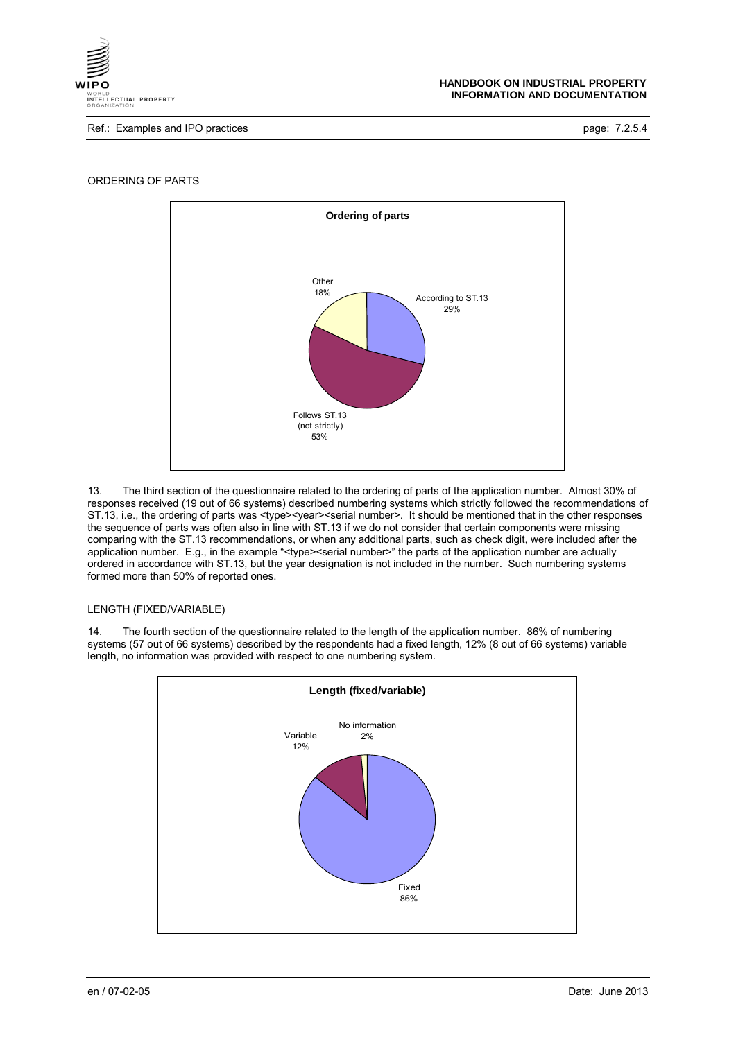ORDERING OF PARTS

**Ordering of parts**

- According to ST.13: 29%
- Follows ST.13 (not strictly): 53%
- Other: 18%

13. The third section of the questionnaire related to the ordering of parts of the application number. Almost 30% of responses received (19 out of 66 systems) described numbering systems which strictly followed the recommendations of ST.13, i.e., the ordering of parts was <type><year><serial number>. It should be mentioned that in the other responses the sequence of parts was often also in line with ST.13 if we do not consider that certain components were missing comparing with the ST.13 recommendations, or when any additional parts, such as check digit, were included after the application number. E.g., in the example "<type><serial number>" the parts of the application number are actually ordered in accordance with ST.13, but the year designation is not included in the number. Such numbering systems formed more than 50% of reported ones.

LENGTH (FIXED/VARIABLE)

14. The fourth section of the questionnaire related to the length of the application number. 86% of numbering systems (57 out of 66 systems) described by the respondents had a fixed length, 12% (8 out of 66 systems) variable length, no information was provided with respect to one numbering system.

**Length (fixed/variable)**

- Fixed: 86%
- Variable: 12%
- No information: 2%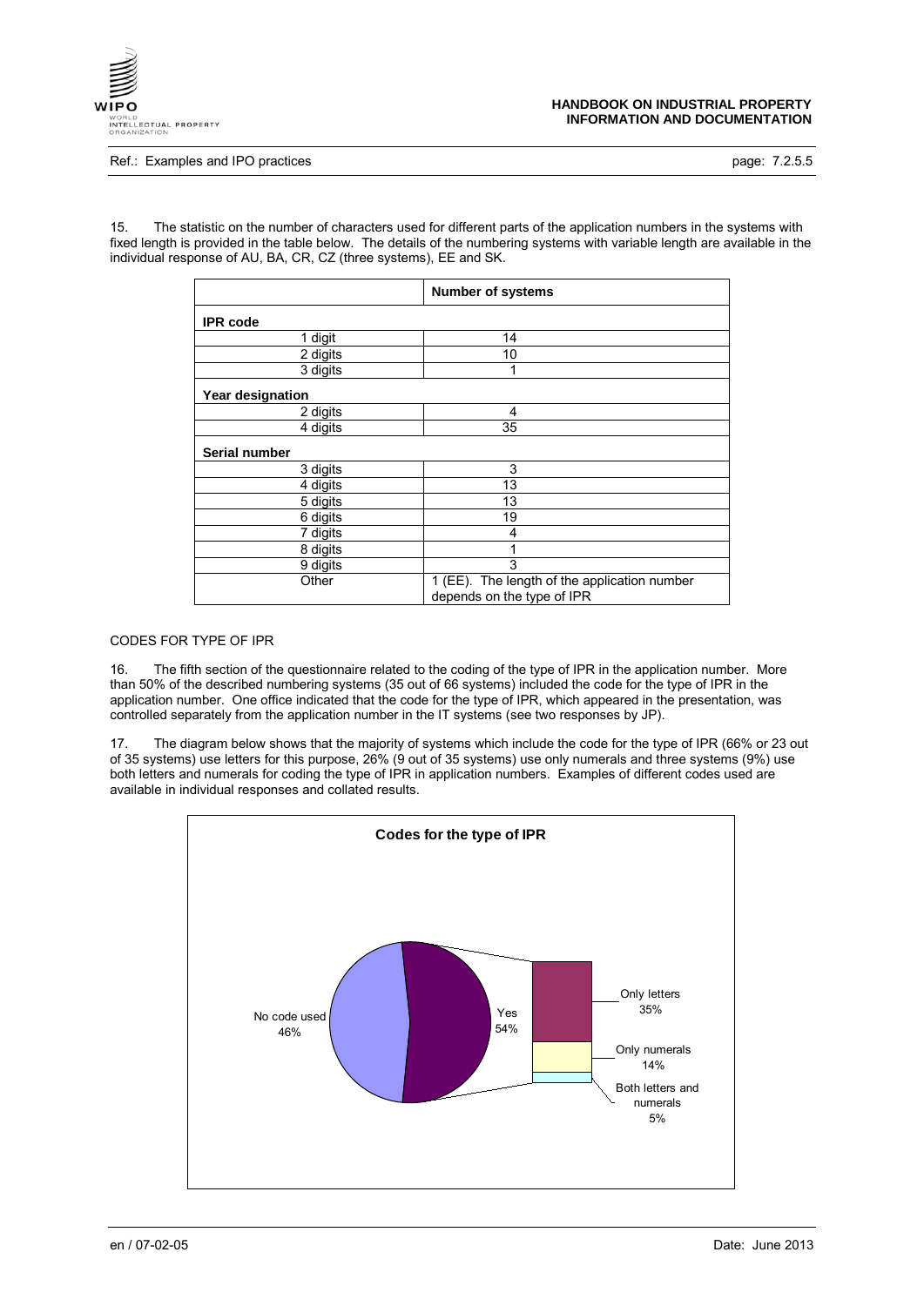15. The statistic on the number of characters used for different parts of the application numbers in the systems with fixed length is provided in the table below. The details of the numbering systems with variable length are available in the individual response of AU, BA, CR, CZ (three systems), EE and SK.

| | Number of systems |
|---|---|
| **IPR code** | |
| 1 digit | 14 |
| 2 digits | 10 |
| 3 digits | 1 |
| **Year designation** | |
| 2 digits | 4 |
| 4 digits | 35 |
| **Serial number** | |
| 3 digits | 3 |
| 4 digits | 13 |
| 5 digits | 13 |
| 6 digits | 19 |
| 7 digits | 4 |
| 8 digits | 1 |
| 9 digits | 3 |
| Other | 1 (EE). The length of the application number depends on the type of IPR |

CODES FOR TYPE OF IPR

16. The fifth section of the questionnaire related to the coding of the type of IPR in the application number. More than 50% of the described numbering systems (35 out of 66 systems) included the code for the type of IPR in the application number. One office indicated that the code for the type of IPR, which appeared in the presentation, was controlled separately from the application number in the IT systems (see two responses by JP).

17. The diagram below shows that the majority of systems which include the code for the type of IPR (66% or 23 out of 35 systems) use letters for this purpose, 26% (9 out of 35 systems) use only numerals and three systems (9%) use both letters and numerals for coding the type of IPR in application numbers. Examples of different codes used are available in individual responses and collated results.

**Codes for the type of IPR**

No code used 46%

Yes 54%

Only letters 35%

Only numerals 14%

Both letters and numerals 5%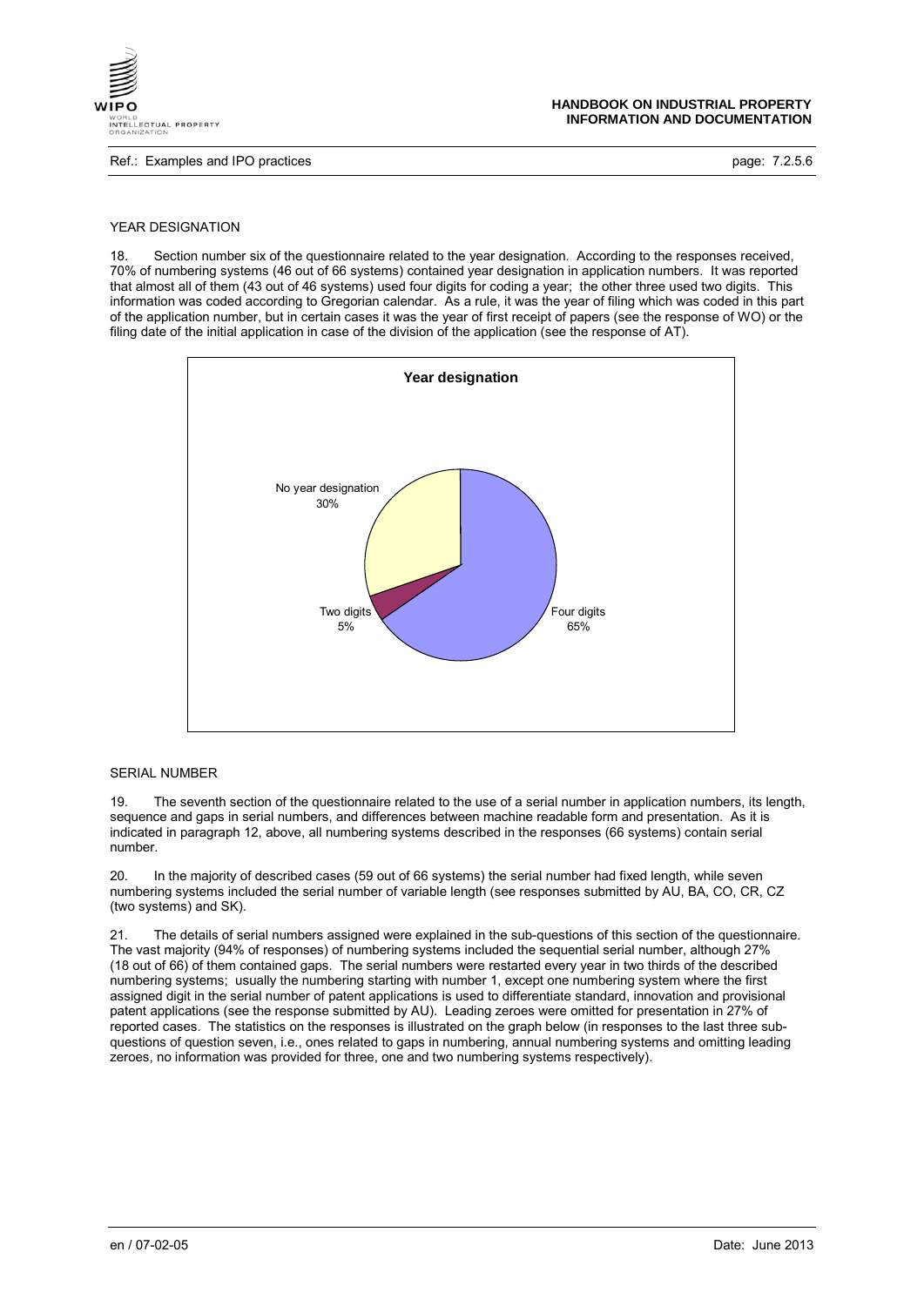## YEAR DESIGNATION

18. Section number six of the questionnaire related to the year designation. According to the responses received, 70% of numbering systems (46 out of 66 systems) contained year designation in application numbers. It was reported that almost all of them (43 out of 46 systems) used four digits for coding a year; the other three used two digits. This information was coded according to Gregorian calendar. As a rule, it was the year of filing which was coded in this part of the application number, but in certain cases it was the year of first receipt of papers (see the response of WO) or the filing date of the initial application in case of the division of the application (see the response of AT).

**Year designation**

| Category | Share |
| --- | --- |
| Four digits | 65% |
| Two digits | 5% |
| No year designation | 30% |

## SERIAL NUMBER

19. The seventh section of the questionnaire related to the use of a serial number in application numbers, its length, sequence and gaps in serial numbers, and differences between machine readable form and presentation. As it is indicated in paragraph 12, above, all numbering systems described in the responses (66 systems) contain serial number.

20. In the majority of described cases (59 out of 66 systems) the serial number had fixed length, while seven numbering systems included the serial number of variable length (see responses submitted by AU, BA, CO, CR, CZ (two systems) and SK).

21. The details of serial numbers assigned were explained in the sub-questions of this section of the questionnaire. The vast majority (94% of responses) of numbering systems included the sequential serial number, although 27% (18 out of 66) of them contained gaps. The serial numbers were restarted every year in two thirds of the described numbering systems; usually the numbering starting with number 1, except one numbering system where the first assigned digit in the serial number of patent applications is used to differentiate standard, innovation and provisional patent applications (see the response submitted by AU). Leading zeroes were omitted for presentation in 27% of reported cases. The statistics on the responses is illustrated on the graph below (in responses to the last three sub-questions of question seven, i.e., ones related to gaps in numbering, annual numbering systems and omitting leading zeroes, no information was provided for three, one and two numbering systems respectively).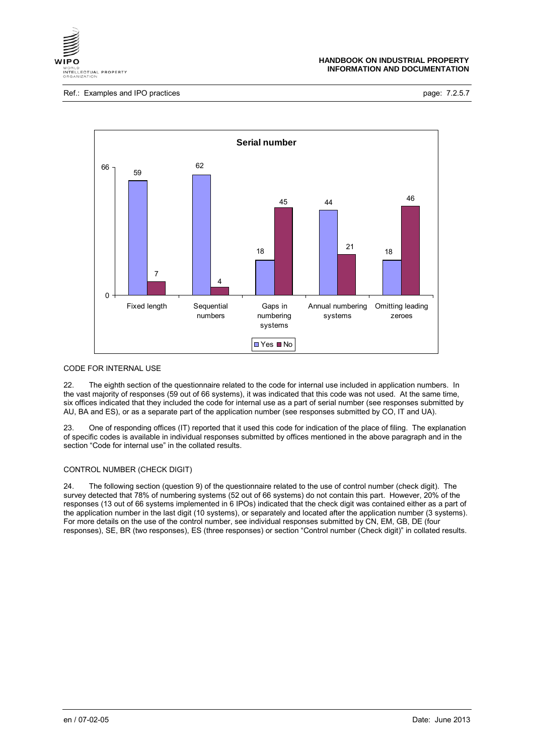**Serial number**

| | Fixed length | Sequential numbers | Gaps in numbering systems | Annual numbering systems | Omitting leading zeroes |
|---|---|---|---|---|---|
| Yes | 59 | 62 | 18 | 44 | 18 |
| No | 7 | 4 | 45 | 21 | 46 |

CODE FOR INTERNAL USE

22. The eighth section of the questionnaire related to the code for internal use included in application numbers. In the vast majority of responses (59 out of 66 systems), it was indicated that this code was not used. At the same time, six offices indicated that they included the code for internal use as a part of serial number (see responses submitted by AU, BA and ES), or as a separate part of the application number (see responses submitted by CO, IT and UA).

23. One of responding offices (IT) reported that it used this code for indication of the place of filing. The explanation of specific codes is available in individual responses submitted by offices mentioned in the above paragraph and in the section "Code for internal use" in the collated results.

CONTROL NUMBER (CHECK DIGIT)

24. The following section (question 9) of the questionnaire related to the use of control number (check digit). The survey detected that 78% of numbering systems (52 out of 66 systems) do not contain this part. However, 20% of the responses (13 out of 66 systems implemented in 6 IPOs) indicated that the check digit was contained either as a part of the application number in the last digit (10 systems), or separately and located after the application number (3 systems). For more details on the use of the control number, see individual responses submitted by CN, EM, GB, DE (four responses), SE, BR (two responses), ES (three responses) or section "Control number (Check digit)" in collated results.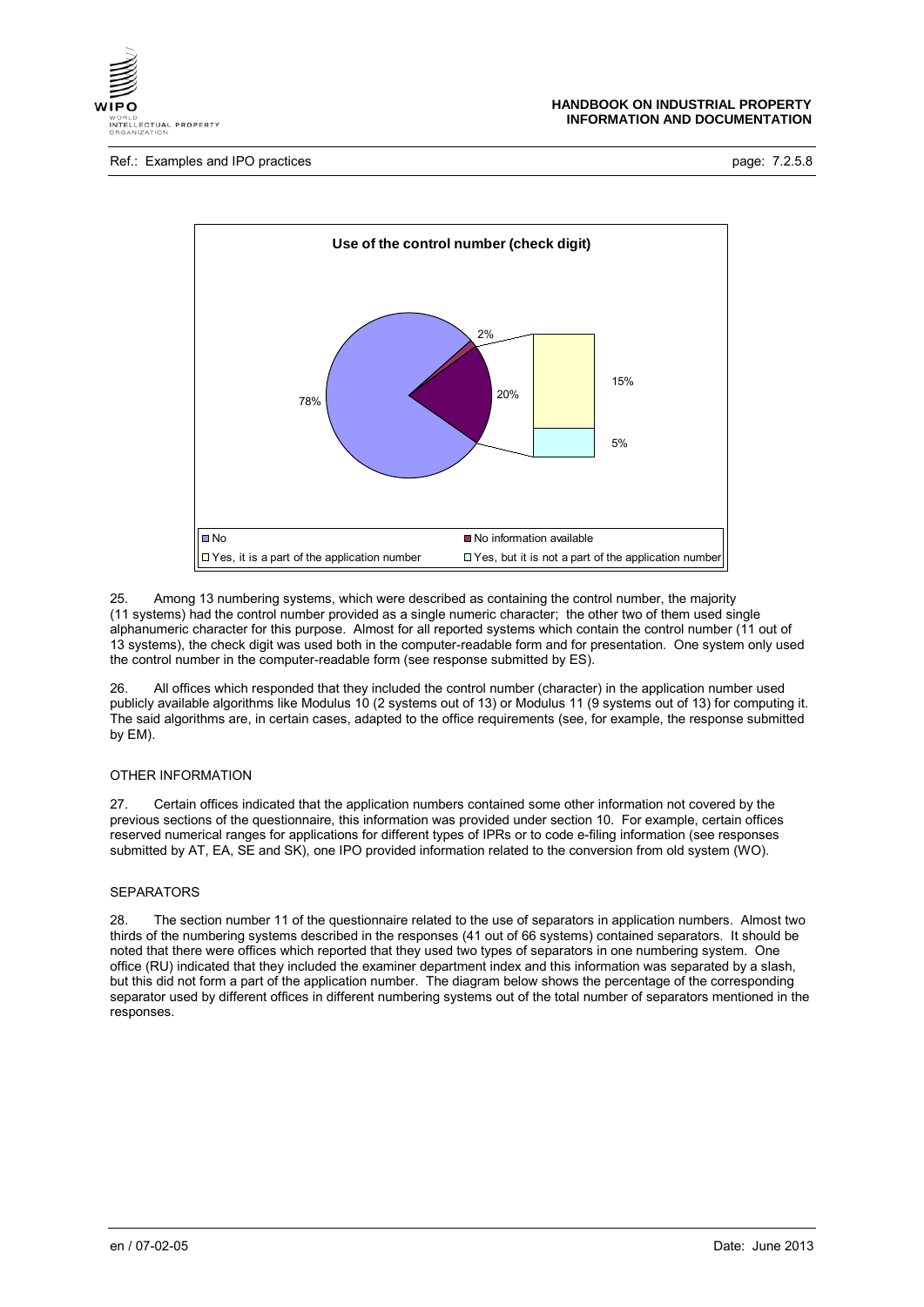**Use of the control number (check digit)**

| Category | Percentage |
|---|---|
| No | 78% |
| No information available | 2% |
| Yes, it is a part of the application number | 15% |
| Yes, but it is not a part of the application number | 5% |

25. Among 13 numbering systems, which were described as containing the control number, the majority (11 systems) had the control number provided as a single numeric character; the other two of them used single alphanumeric character for this purpose. Almost for all reported systems which contain the control number (11 out of 13 systems), the check digit was used both in the computer-readable form and for presentation. One system only used the control number in the computer-readable form (see response submitted by ES).

26. All offices which responded that they included the control number (character) in the application number used publicly available algorithms like Modulus 10 (2 systems out of 13) or Modulus 11 (9 systems out of 13) for computing it. The said algorithms are, in certain cases, adapted to the office requirements (see, for example, the response submitted by EM).

## OTHER INFORMATION

27. Certain offices indicated that the application numbers contained some other information not covered by the previous sections of the questionnaire, this information was provided under section 10. For example, certain offices reserved numerical ranges for applications for different types of IPRs or to code e-filing information (see responses submitted by AT, EA, SE and SK), one IPO provided information related to the conversion from old system (WO).

## SEPARATORS

28. The section number 11 of the questionnaire related to the use of separators in application numbers. Almost two thirds of the numbering systems described in the responses (41 out of 66 systems) contained separators. It should be noted that there were offices which reported that they used two types of separators in one numbering system. One office (RU) indicated that they included the examiner department index and this information was separated by a slash, but this did not form a part of the application number. The diagram below shows the percentage of the corresponding separator used by different offices in different numbering systems out of the total number of separators mentioned in the responses.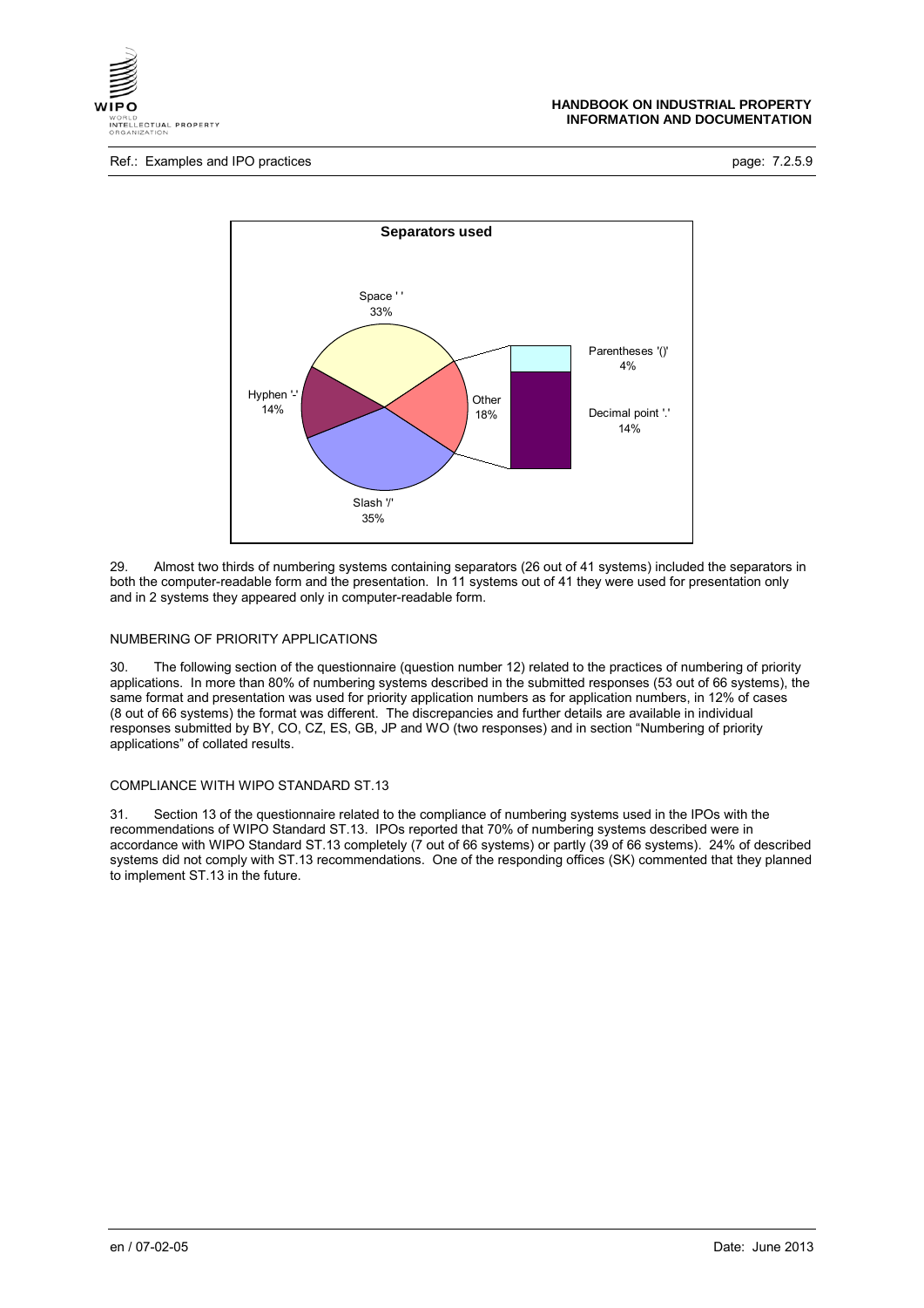**Separators used**

Space ' ' 33%

Hyphen '-' 14%

Slash '/' 35%

Other 18%

Parentheses '()' 4%

Decimal point '.' 14%

29. Almost two thirds of numbering systems containing separators (26 out of 41 systems) included the separators in both the computer-readable form and the presentation. In 11 systems out of 41 they were used for presentation only and in 2 systems they appeared only in computer-readable form.

## NUMBERING OF PRIORITY APPLICATIONS

30. The following section of the questionnaire (question number 12) related to the practices of numbering of priority applications. In more than 80% of numbering systems described in the submitted responses (53 out of 66 systems), the same format and presentation was used for priority application numbers as for application numbers, in 12% of cases (8 out of 66 systems) the format was different. The discrepancies and further details are available in individual responses submitted by BY, CO, CZ, ES, GB, JP and WO (two responses) and in section "Numbering of priority applications" of collated results.

## COMPLIANCE WITH WIPO STANDARD ST.13

31. Section 13 of the questionnaire related to the compliance of numbering systems used in the IPOs with the recommendations of WIPO Standard ST.13. IPOs reported that 70% of numbering systems described were in accordance with WIPO Standard ST.13 completely (7 out of 66 systems) or partly (39 of 66 systems). 24% of described systems did not comply with ST.13 recommendations. One of the responding offices (SK) commented that they planned to implement ST.13 in the future.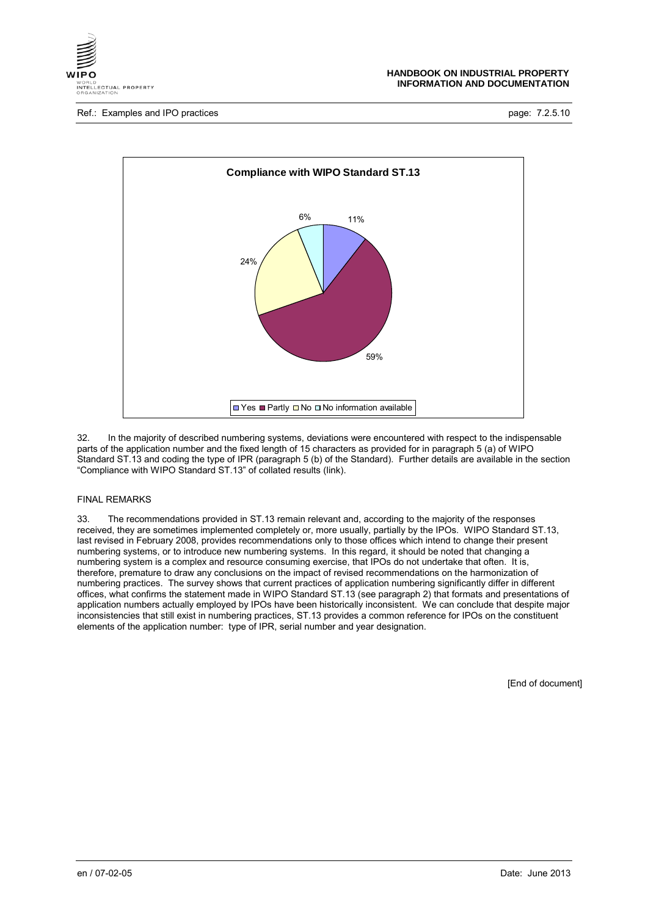Compliance with WIPO Standard ST.13

6%

11%

24%

59%

Yes Partly No No information available

32. In the majority of described numbering systems, deviations were encountered with respect to the indispensable parts of the application number and the fixed length of 15 characters as provided for in paragraph 5 (a) of WIPO Standard ST.13 and coding the type of IPR (paragraph 5 (b) of the Standard). Further details are available in the section "Compliance with WIPO Standard ST.13" of collated results (link).

## FINAL REMARKS

33. The recommendations provided in ST.13 remain relevant and, according to the majority of the responses received, they are sometimes implemented completely or, more usually, partially by the IPOs. WIPO Standard ST.13, last revised in February 2008, provides recommendations only to those offices which intend to change their present numbering systems, or to introduce new numbering systems. In this regard, it should be noted that changing a numbering system is a complex and resource consuming exercise, that IPOs do not undertake that often. It is, therefore, premature to draw any conclusions on the impact of revised recommendations on the harmonization of numbering practices. The survey shows that current practices of application numbering significantly differ in different offices, what confirms the statement made in WIPO Standard ST.13 (see paragraph 2) that formats and presentations of application numbers actually employed by IPOs have been historically inconsistent. We can conclude that despite major inconsistencies that still exist in numbering practices, ST.13 provides a common reference for IPOs on the constituent elements of the application number: type of IPR, serial number and year designation.

[End of document]